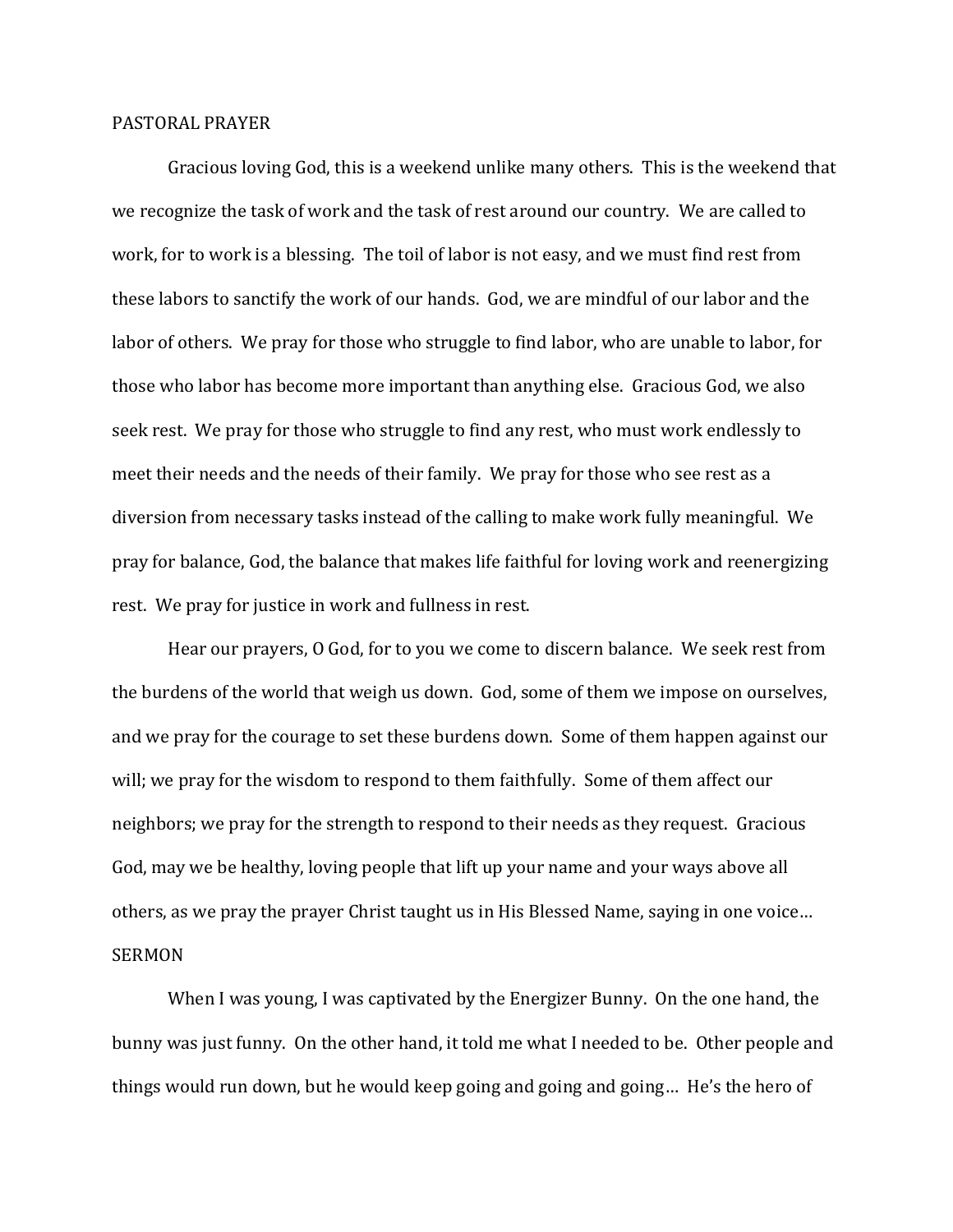## PASTORAL PRAYER

Gracious loving God, this is a weekend unlike many others. This is the weekend that we recognize the task of work and the task of rest around our country. We are called to work, for to work is a blessing. The toil of labor is not easy, and we must find rest from these labors to sanctify the work of our hands. God, we are mindful of our labor and the labor of others. We pray for those who struggle to find labor, who are unable to labor, for those who labor has become more important than anything else. Gracious God, we also seek rest. We pray for those who struggle to find any rest, who must work endlessly to meet their needs and the needs of their family. We pray for those who see rest as a diversion from necessary tasks instead of the calling to make work fully meaningful. We pray for balance, God, the balance that makes life faithful for loving work and reenergizing rest. We pray for justice in work and fullness in rest.

Hear our prayers, O God, for to you we come to discern balance. We seek rest from the burdens of the world that weigh us down. God, some of them we impose on ourselves, and we pray for the courage to set these burdens down. Some of them happen against our will; we pray for the wisdom to respond to them faithfully. Some of them affect our neighbors; we pray for the strength to respond to their needs as they request. Gracious God, may we be healthy, loving people that lift up your name and your ways above all others, as we pray the prayer Christ taught us in His Blessed Name, saying in one voice…

## SERMON

When I was young, I was captivated by the Energizer Bunny. On the one hand, the bunny was just funny. On the other hand, it told me what I needed to be. Other people and things would run down, but he would keep going and going and going… He's the hero of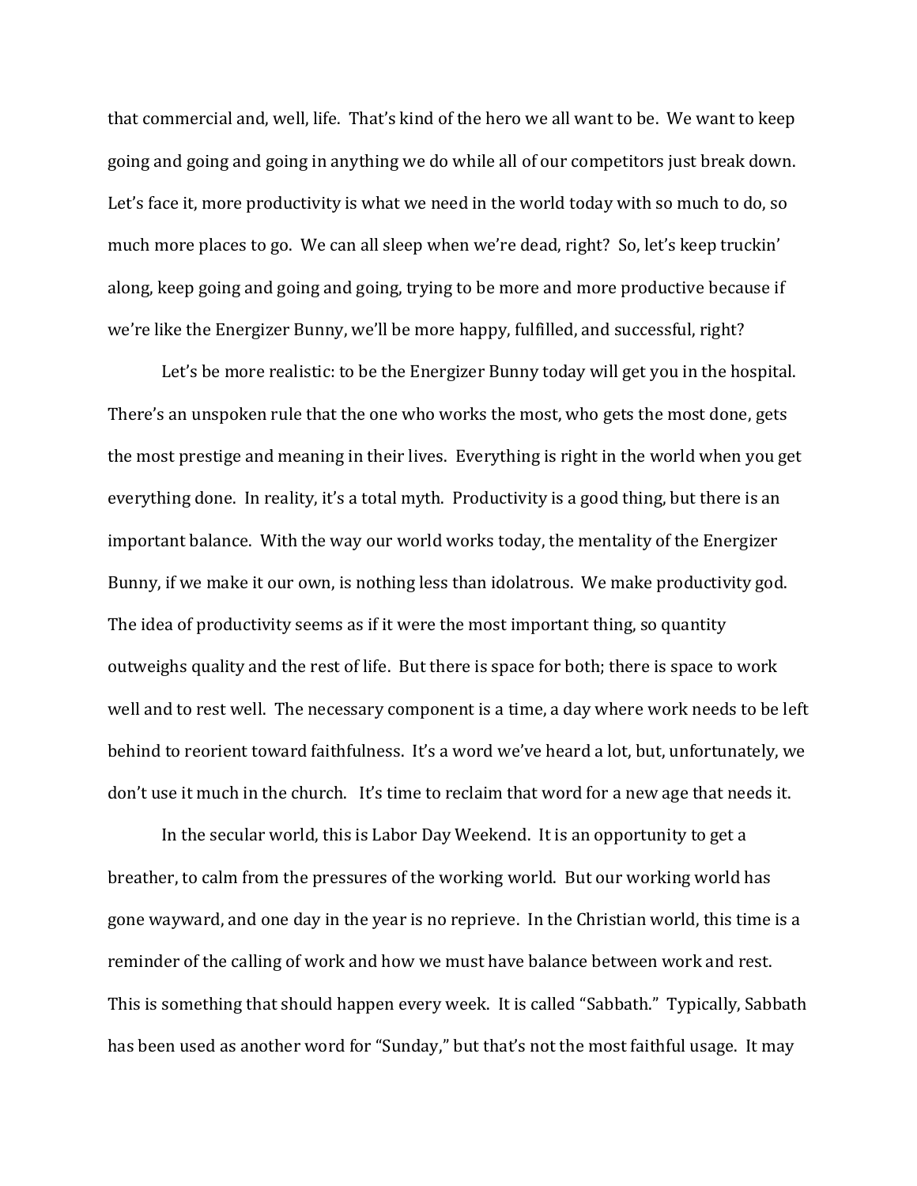that commercial and, well, life. That's kind of the hero we all want to be. We want to keep going and going and going in anything we do while all of our competitors just break down. Let's face it, more productivity is what we need in the world today with so much to do, so much more places to go. We can all sleep when we're dead, right? So, let's keep truckin' along, keep going and going and going, trying to be more and more productive because if we're like the Energizer Bunny, we'll be more happy, fulfilled, and successful, right?

Let's be more realistic: to be the Energizer Bunny today will get you in the hospital. There's an unspoken rule that the one who works the most, who gets the most done, gets the most prestige and meaning in their lives. Everything is right in the world when you get everything done. In reality, it's a total myth. Productivity is a good thing, but there is an important balance. With the way our world works today, the mentality of the Energizer Bunny, if we make it our own, is nothing less than idolatrous. We make productivity god. The idea of productivity seems as if it were the most important thing, so quantity outweighs quality and the rest of life. But there is space for both; there is space to work well and to rest well. The necessary component is a time, a day where work needs to be left behind to reorient toward faithfulness. It's a word we've heard a lot, but, unfortunately, we don't use it much in the church. It's time to reclaim that word for a new age that needs it.

In the secular world, this is Labor Day Weekend. It is an opportunity to get a breather, to calm from the pressures of the working world. But our working world has gone wayward, and one day in the year is no reprieve. In the Christian world, this time is a reminder of the calling of work and how we must have balance between work and rest. This is something that should happen every week. It is called "Sabbath." Typically, Sabbath has been used as another word for "Sunday," but that's not the most faithful usage. It may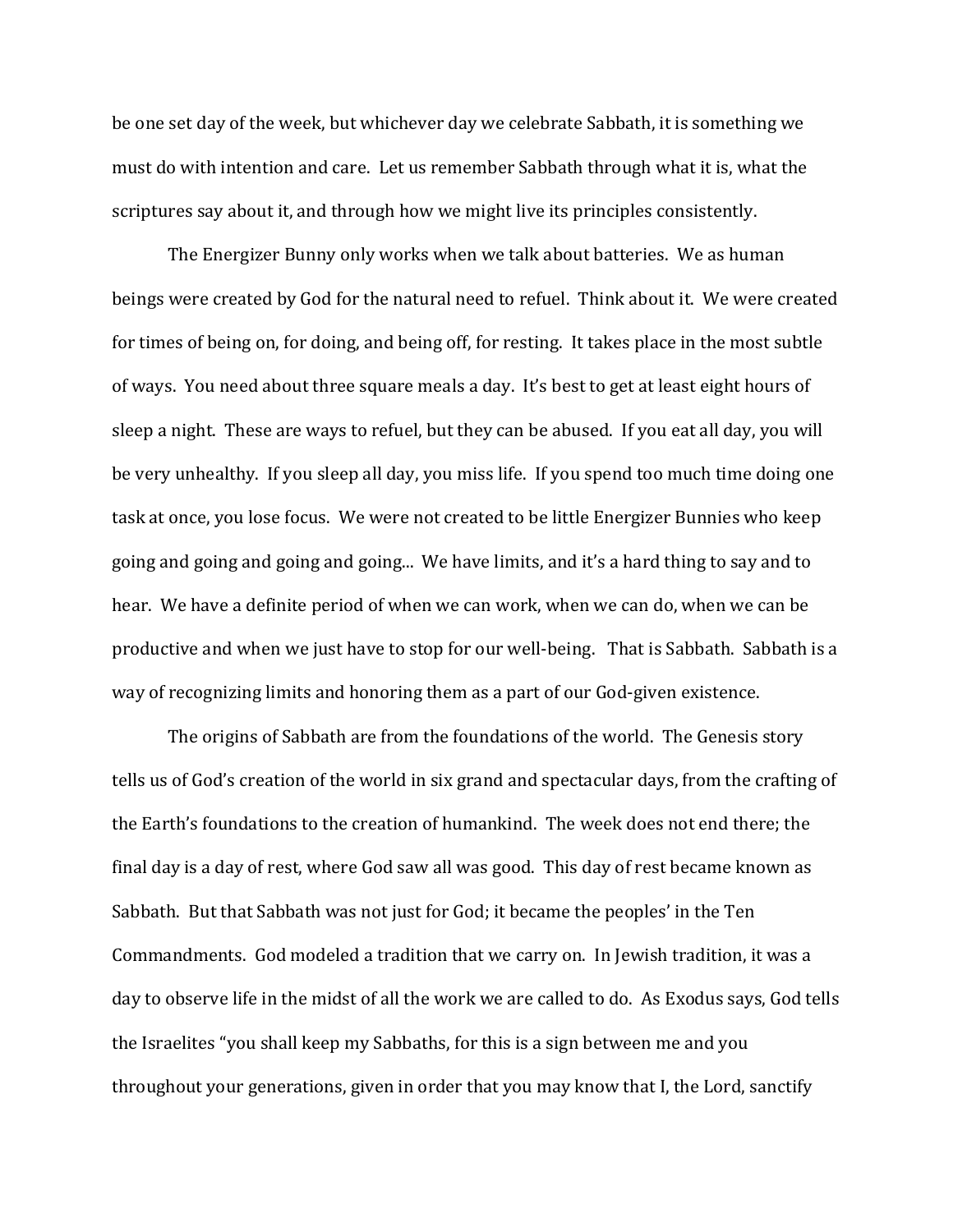be one set day of the week, but whichever day we celebrate Sabbath, it is something we must do with intention and care. Let us remember Sabbath through what it is, what the scriptures say about it, and through how we might live its principles consistently.

The Energizer Bunny only works when we talk about batteries. We as human beings were created by God for the natural need to refuel. Think about it. We were created for times of being on, for doing, and being off, for resting. It takes place in the most subtle of ways. You need about three square meals a day. It's best to get at least eight hours of sleep a night. These are ways to refuel, but they can be abused. If you eat all day, you will be very unhealthy. If you sleep all day, you miss life. If you spend too much time doing one task at once, you lose focus. We were not created to be little Energizer Bunnies who keep going and going and going and going... We have limits, and it's a hard thing to say and to hear. We have a definite period of when we can work, when we can do, when we can be productive and when we just have to stop for our well-being. That is Sabbath. Sabbath is a way of recognizing limits and honoring them as a part of our God-given existence.

The origins of Sabbath are from the foundations of the world. The Genesis story tells us of God's creation of the world in six grand and spectacular days, from the crafting of the Earth's foundations to the creation of humankind. The week does not end there; the final day is a day of rest, where God saw all was good. This day of rest became known as Sabbath. But that Sabbath was not just for God; it became the peoples' in the Ten Commandments. God modeled a tradition that we carry on. In Jewish tradition, it was a day to observe life in the midst of all the work we are called to do. As Exodus says, God tells the Israelites "you shall keep my Sabbaths, for this is a sign between me and you throughout your generations, given in order that you may know that I, the Lord, sanctify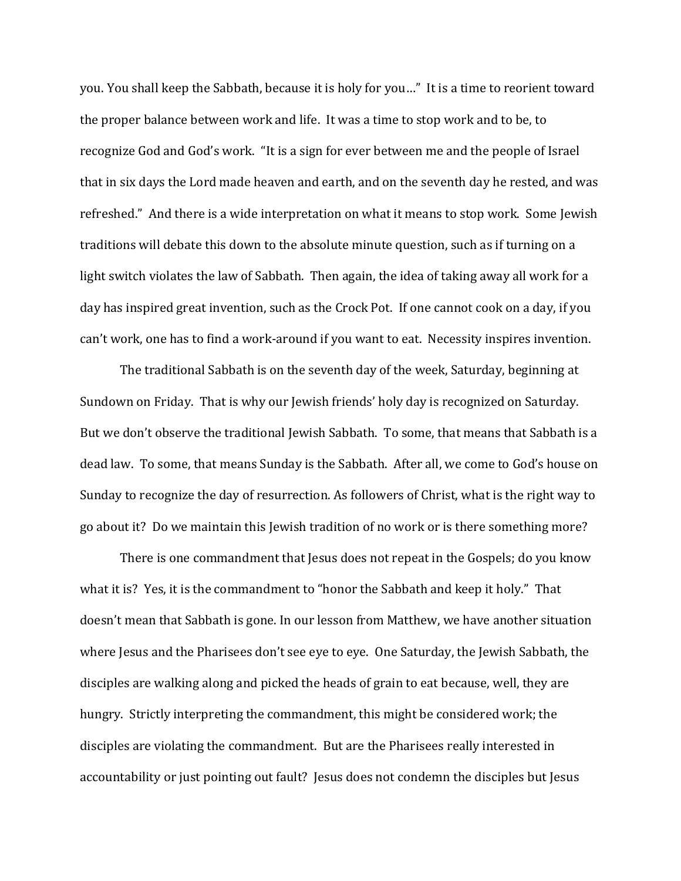you. You shall keep the Sabbath, because it is holy for you…" It is a time to reorient toward the proper balance between work and life. It was a time to stop work and to be, to recognize God and God's work. "It is a sign for ever between me and the people of Israel that in six days the Lord made heaven and earth, and on the seventh day he rested, and was refreshed." And there is a wide interpretation on what it means to stop work. Some Jewish traditions will debate this down to the absolute minute question, such as if turning on a light switch violates the law of Sabbath. Then again, the idea of taking away all work for a day has inspired great invention, such as the Crock Pot. If one cannot cook on a day, if you can't work, one has to find a work-around if you want to eat. Necessity inspires invention.

The traditional Sabbath is on the seventh day of the week, Saturday, beginning at Sundown on Friday. That is why our Jewish friends' holy day is recognized on Saturday. But we don't observe the traditional Jewish Sabbath. To some, that means that Sabbath is a dead law. To some, that means Sunday is the Sabbath. After all, we come to God's house on Sunday to recognize the day of resurrection. As followers of Christ, what is the right way to go about it? Do we maintain this Jewish tradition of no work or is there something more?

There is one commandment that Jesus does not repeat in the Gospels; do you know what it is? Yes, it is the commandment to "honor the Sabbath and keep it holy." That doesn't mean that Sabbath is gone. In our lesson from Matthew, we have another situation where Jesus and the Pharisees don't see eye to eye. One Saturday, the Jewish Sabbath, the disciples are walking along and picked the heads of grain to eat because, well, they are hungry. Strictly interpreting the commandment, this might be considered work; the disciples are violating the commandment. But are the Pharisees really interested in accountability or just pointing out fault? Jesus does not condemn the disciples but Jesus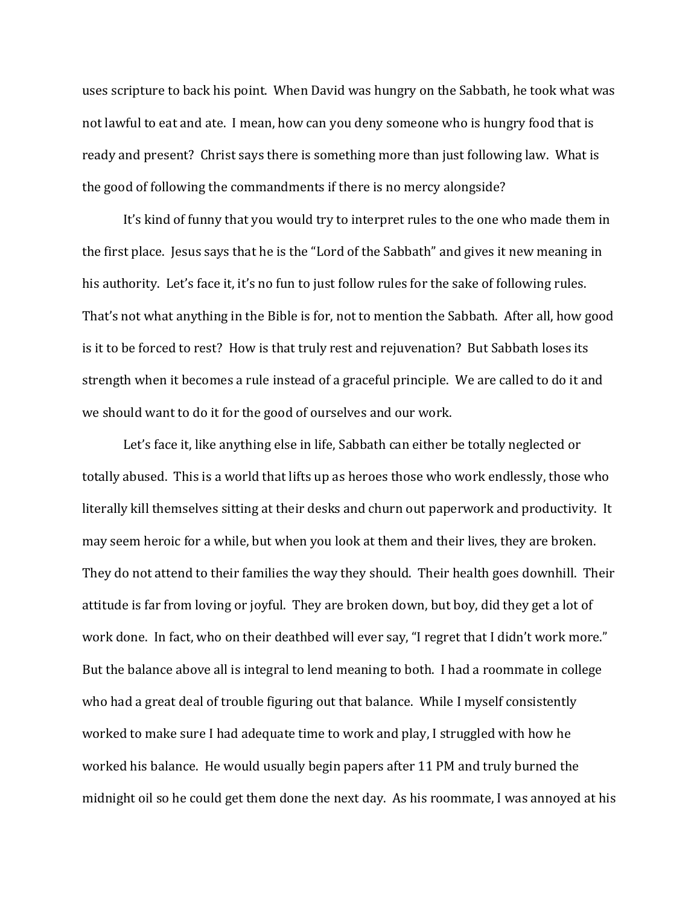uses scripture to back his point. When David was hungry on the Sabbath, he took what was not lawful to eat and ate. I mean, how can you deny someone who is hungry food that is ready and present? Christ says there is something more than just following law. What is the good of following the commandments if there is no mercy alongside?

It's kind of funny that you would try to interpret rules to the one who made them in the first place. Jesus says that he is the "Lord of the Sabbath" and gives it new meaning in his authority. Let's face it, it's no fun to just follow rules for the sake of following rules. That's not what anything in the Bible is for, not to mention the Sabbath. After all, how good is it to be forced to rest? How is that truly rest and rejuvenation? But Sabbath loses its strength when it becomes a rule instead of a graceful principle. We are called to do it and we should want to do it for the good of ourselves and our work.

Let's face it, like anything else in life, Sabbath can either be totally neglected or totally abused. This is a world that lifts up as heroes those who work endlessly, those who literally kill themselves sitting at their desks and churn out paperwork and productivity. It may seem heroic for a while, but when you look at them and their lives, they are broken. They do not attend to their families the way they should. Their health goes downhill. Their attitude is far from loving or joyful. They are broken down, but boy, did they get a lot of work done. In fact, who on their deathbed will ever say, "I regret that I didn't work more." But the balance above all is integral to lend meaning to both. I had a roommate in college who had a great deal of trouble figuring out that balance. While I myself consistently worked to make sure I had adequate time to work and play, I struggled with how he worked his balance. He would usually begin papers after 11 PM and truly burned the midnight oil so he could get them done the next day. As his roommate, I was annoyed at his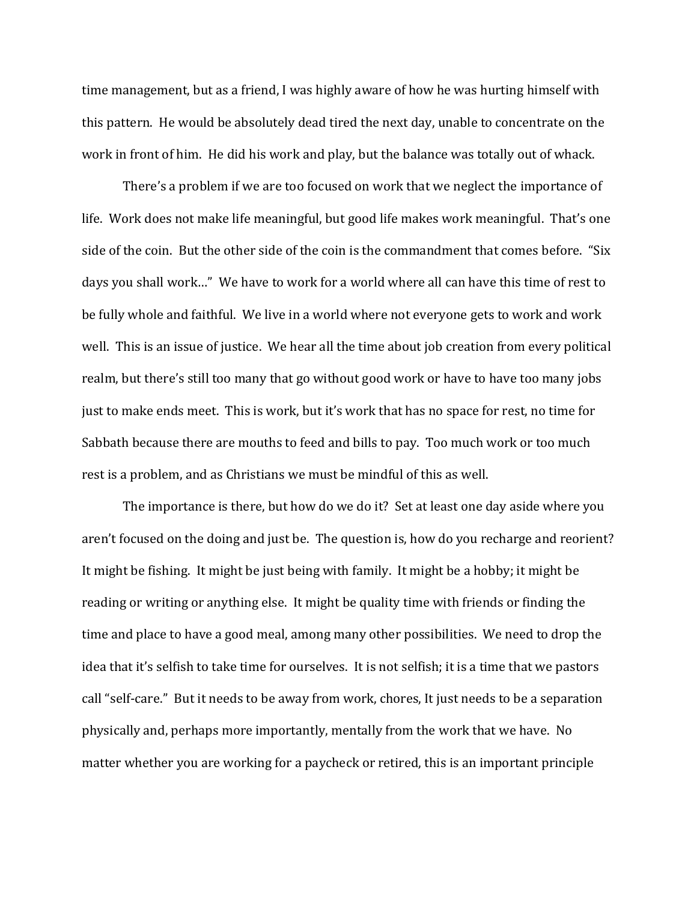time management, but as a friend, I was highly aware of how he was hurting himself with this pattern. He would be absolutely dead tired the next day, unable to concentrate on the work in front of him. He did his work and play, but the balance was totally out of whack.

There's a problem if we are too focused on work that we neglect the importance of life. Work does not make life meaningful, but good life makes work meaningful. That's one side of the coin. But the other side of the coin is the commandment that comes before. "Six days you shall work…" We have to work for a world where all can have this time of rest to be fully whole and faithful. We live in a world where not everyone gets to work and work well. This is an issue of justice. We hear all the time about job creation from every political realm, but there's still too many that go without good work or have to have too many jobs just to make ends meet. This is work, but it's work that has no space for rest, no time for Sabbath because there are mouths to feed and bills to pay. Too much work or too much rest is a problem, and as Christians we must be mindful of this as well.

The importance is there, but how do we do it? Set at least one day aside where you aren't focused on the doing and just be. The question is, how do you recharge and reorient? It might be fishing. It might be just being with family. It might be a hobby; it might be reading or writing or anything else. It might be quality time with friends or finding the time and place to have a good meal, among many other possibilities. We need to drop the idea that it's selfish to take time for ourselves. It is not selfish; it is a time that we pastors call "self-care." But it needs to be away from work, chores, It just needs to be a separation physically and, perhaps more importantly, mentally from the work that we have. No matter whether you are working for a paycheck or retired, this is an important principle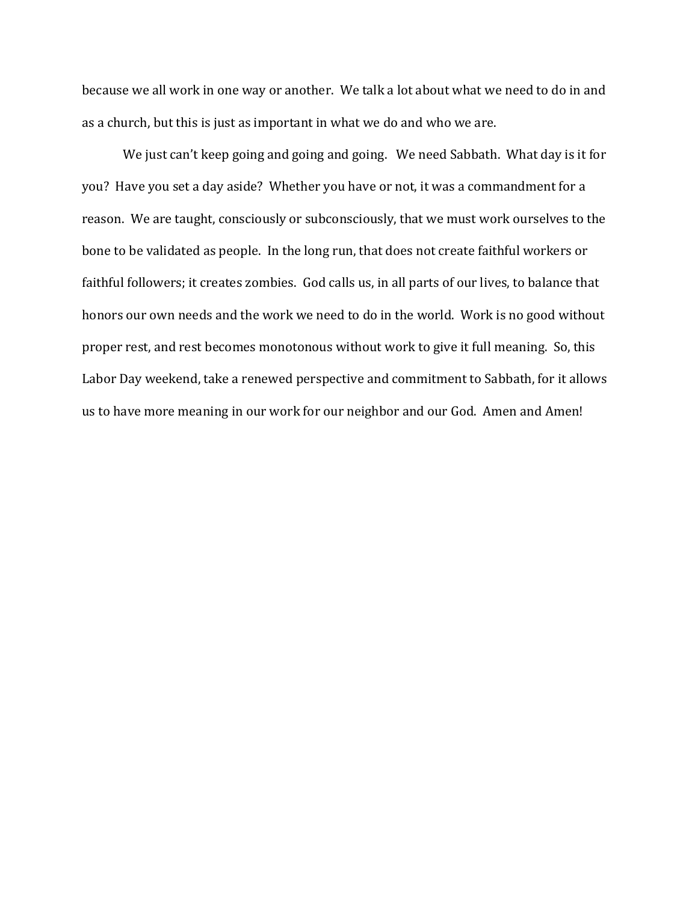because we all work in one way or another. We talk a lot about what we need to do in and as a church, but this is just as important in what we do and who we are.

We just can't keep going and going and going. We need Sabbath. What day is it for you? Have you set a day aside? Whether you have or not, it was a commandment for a reason. We are taught, consciously or subconsciously, that we must work ourselves to the bone to be validated as people. In the long run, that does not create faithful workers or faithful followers; it creates zombies. God calls us, in all parts of our lives, to balance that honors our own needs and the work we need to do in the world. Work is no good without proper rest, and rest becomes monotonous without work to give it full meaning. So, this Labor Day weekend, take a renewed perspective and commitment to Sabbath, for it allows us to have more meaning in our work for our neighbor and our God. Amen and Amen!